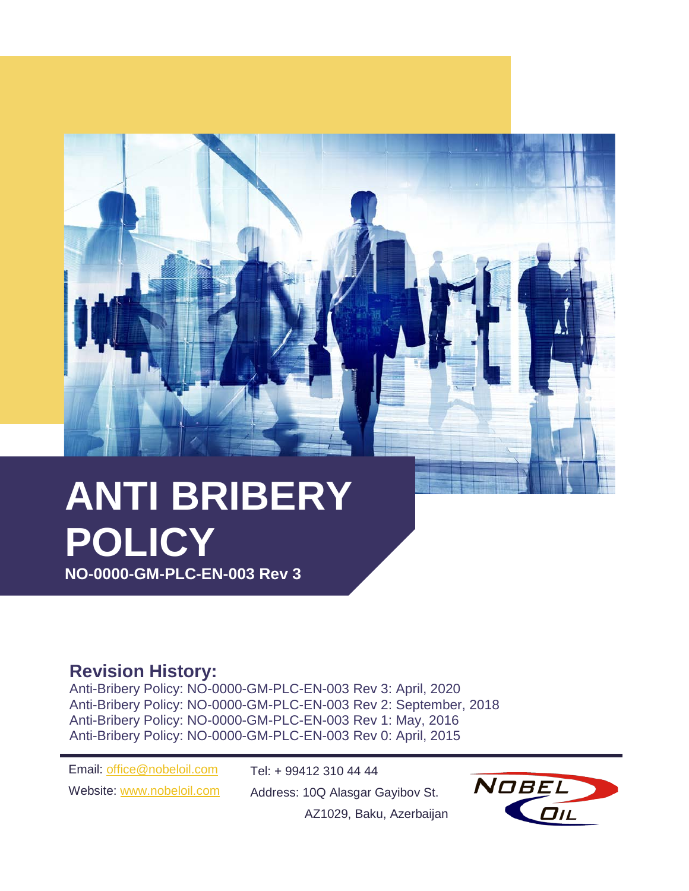# ANTI BRIBERY POLICY

**NO-0000-GM-PLC-EN-003 Rev 3**

## Revision History:

Anti-Bribery Policy: NO-0000-GM-PLC-EN-003 Rev 3: April, 2020
Anti-Bribery Policy: NO-0000-GM-PLC-EN-003 Rev 2: September, 2018
Anti-Bribery Policy: NO-0000-GM-PLC-EN-003 Rev 1: May, 2016
Anti-Bribery Policy: NO-0000-GM-PLC-EN-003 Rev 0: April, 2015

Email: office@nobeloil.com
Website: www.nobeloil.com

Tel: + 99412 310 44 44
Address: 10Q Alasgar Gayibov St.
AZ1029, Baku, Azerbaijan

NOBEL OIL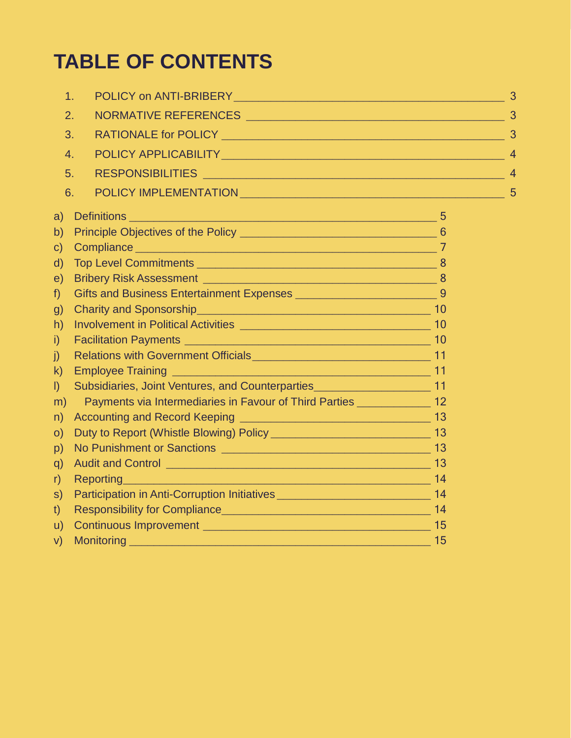# TABLE OF CONTENTS

1. POLICY on ANTI-BRIBERY — 3
2. NORMATIVE REFERENCES — 3
3. RATIONALE for POLICY — 3
4. POLICY APPLICABILITY — 4
5. RESPONSIBILITIES — 4
6. POLICY IMPLEMENTATION — 5

a) Definitions — 5
b) Principle Objectives of the Policy — 6
c) Compliance — 7
d) Top Level Commitments — 8
e) Bribery Risk Assessment — 8
f) Gifts and Business Entertainment Expenses — 9
g) Charity and Sponsorship — 10
h) Involvement in Political Activities — 10
i) Facilitation Payments — 10
j) Relations with Government Officials — 11
k) Employee Training — 11
l) Subsidiaries, Joint Ventures, and Counterparties — 11
m) Payments via Intermediaries in Favour of Third Parties — 12
n) Accounting and Record Keeping — 13
o) Duty to Report (Whistle Blowing) Policy — 13
p) No Punishment or Sanctions — 13
q) Audit and Control — 13
r) Reporting — 14
s) Participation in Anti-Corruption Initiatives — 14
t) Responsibility for Compliance — 14
u) Continuous Improvement — 15
v) Monitoring — 15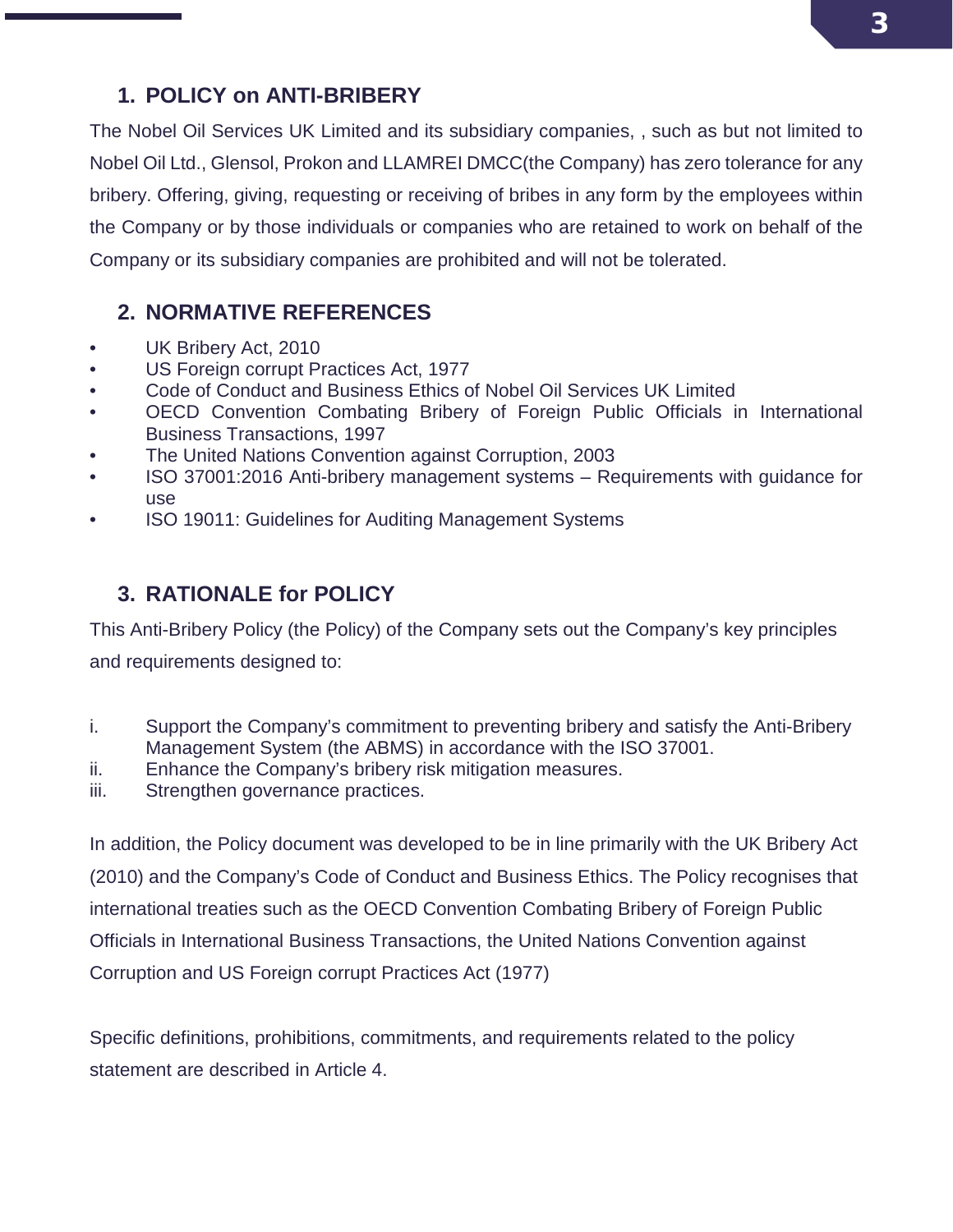## 1. POLICY on ANTI-BRIBERY

The Nobel Oil Services UK Limited and its subsidiary companies, , such as but not limited to Nobel Oil Ltd., Glensol, Prokon and LLAMREI DMCC(the Company) has zero tolerance for any bribery. Offering, giving, requesting or receiving of bribes in any form by the employees within the Company or by those individuals or companies who are retained to work on behalf of the Company or its subsidiary companies are prohibited and will not be tolerated.

## 2. NORMATIVE REFERENCES

- UK Bribery Act, 2010
- US Foreign corrupt Practices Act, 1977
- Code of Conduct and Business Ethics of Nobel Oil Services UK Limited
- OECD Convention Combating Bribery of Foreign Public Officials in International Business Transactions, 1997
- The United Nations Convention against Corruption, 2003
- ISO 37001:2016 Anti-bribery management systems – Requirements with guidance for use
- ISO 19011: Guidelines for Auditing Management Systems

## 3. RATIONALE for POLICY

This Anti-Bribery Policy (the Policy) of the Company sets out the Company's key principles and requirements designed to:

i. Support the Company's commitment to preventing bribery and satisfy the Anti-Bribery Management System (the ABMS) in accordance with the ISO 37001.
ii. Enhance the Company's bribery risk mitigation measures.
iii. Strengthen governance practices.

In addition, the Policy document was developed to be in line primarily with the UK Bribery Act (2010) and the Company's Code of Conduct and Business Ethics. The Policy recognises that international treaties such as the OECD Convention Combating Bribery of Foreign Public Officials in International Business Transactions, the United Nations Convention against Corruption and US Foreign corrupt Practices Act (1977)

Specific definitions, prohibitions, commitments, and requirements related to the policy statement are described in Article 4.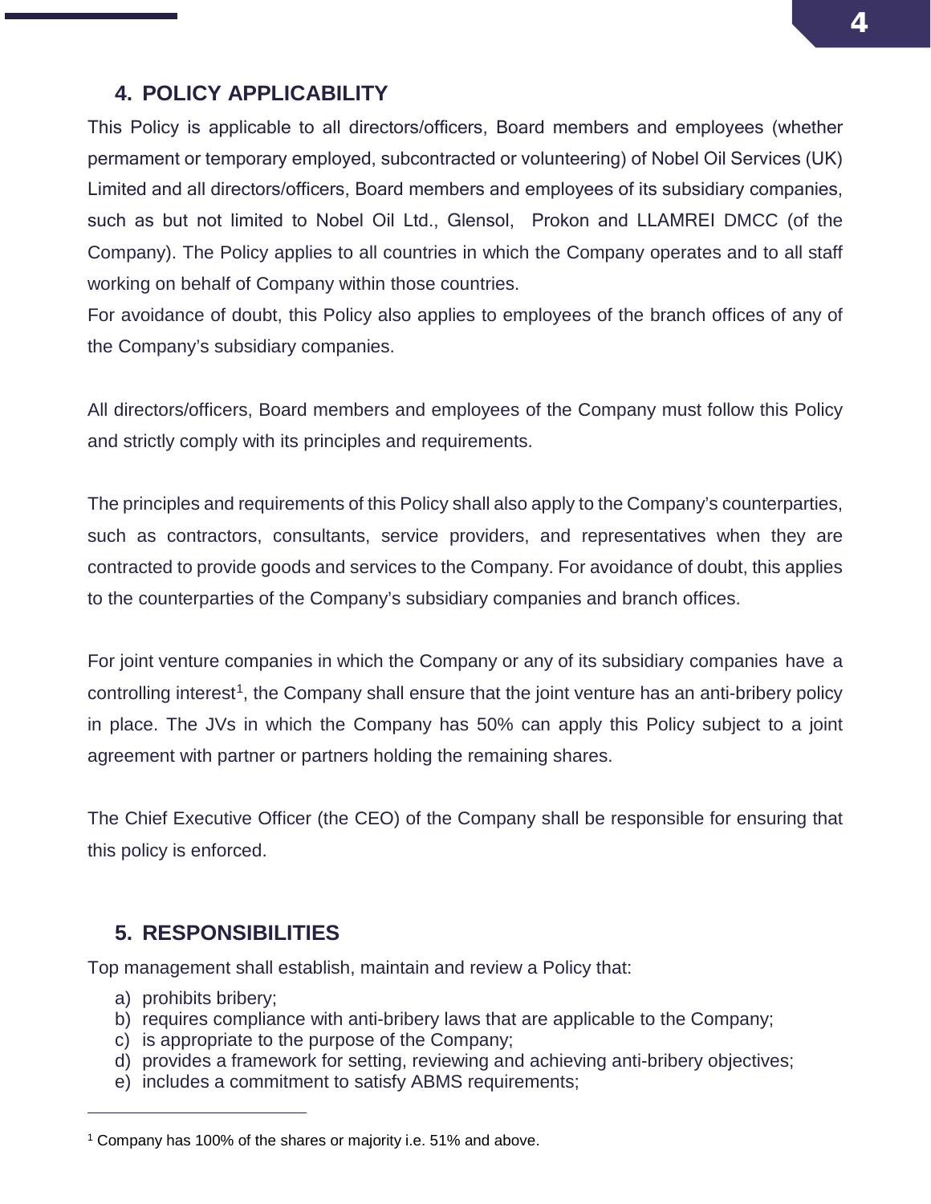## 4. POLICY APPLICABILITY

This Policy is applicable to all directors/officers, Board members and employees (whether permament or temporary employed, subcontracted or volunteering) of Nobel Oil Services (UK) Limited and all directors/officers, Board members and employees of its subsidiary companies, such as but not limited to Nobel Oil Ltd., Glensol, Prokon and LLAMREI DMCC (of the Company). The Policy applies to all countries in which the Company operates and to all staff working on behalf of Company within those countries.

For avoidance of doubt, this Policy also applies to employees of the branch offices of any of the Company's subsidiary companies.

All directors/officers, Board members and employees of the Company must follow this Policy and strictly comply with its principles and requirements.

The principles and requirements of this Policy shall also apply to the Company's counterparties, such as contractors, consultants, service providers, and representatives when they are contracted to provide goods and services to the Company. For avoidance of doubt, this applies to the counterparties of the Company's subsidiary companies and branch offices.

For joint venture companies in which the Company or any of its subsidiary companies have a controlling interest[1], the Company shall ensure that the joint venture has an anti-bribery policy in place. The JVs in which the Company has 50% can apply this Policy subject to a joint agreement with partner or partners holding the remaining shares.

The Chief Executive Officer (the CEO) of the Company shall be responsible for ensuring that this policy is enforced.

## 5. RESPONSIBILITIES

Top management shall establish, maintain and review a Policy that:

a) prohibits bribery;
b) requires compliance with anti-bribery laws that are applicable to the Company;
c) is appropriate to the purpose of the Company;
d) provides a framework for setting, reviewing and achieving anti-bribery objectives;
e) includes a commitment to satisfy ABMS requirements;

---

[1] Company has 100% of the shares or majority i.e. 51% and above.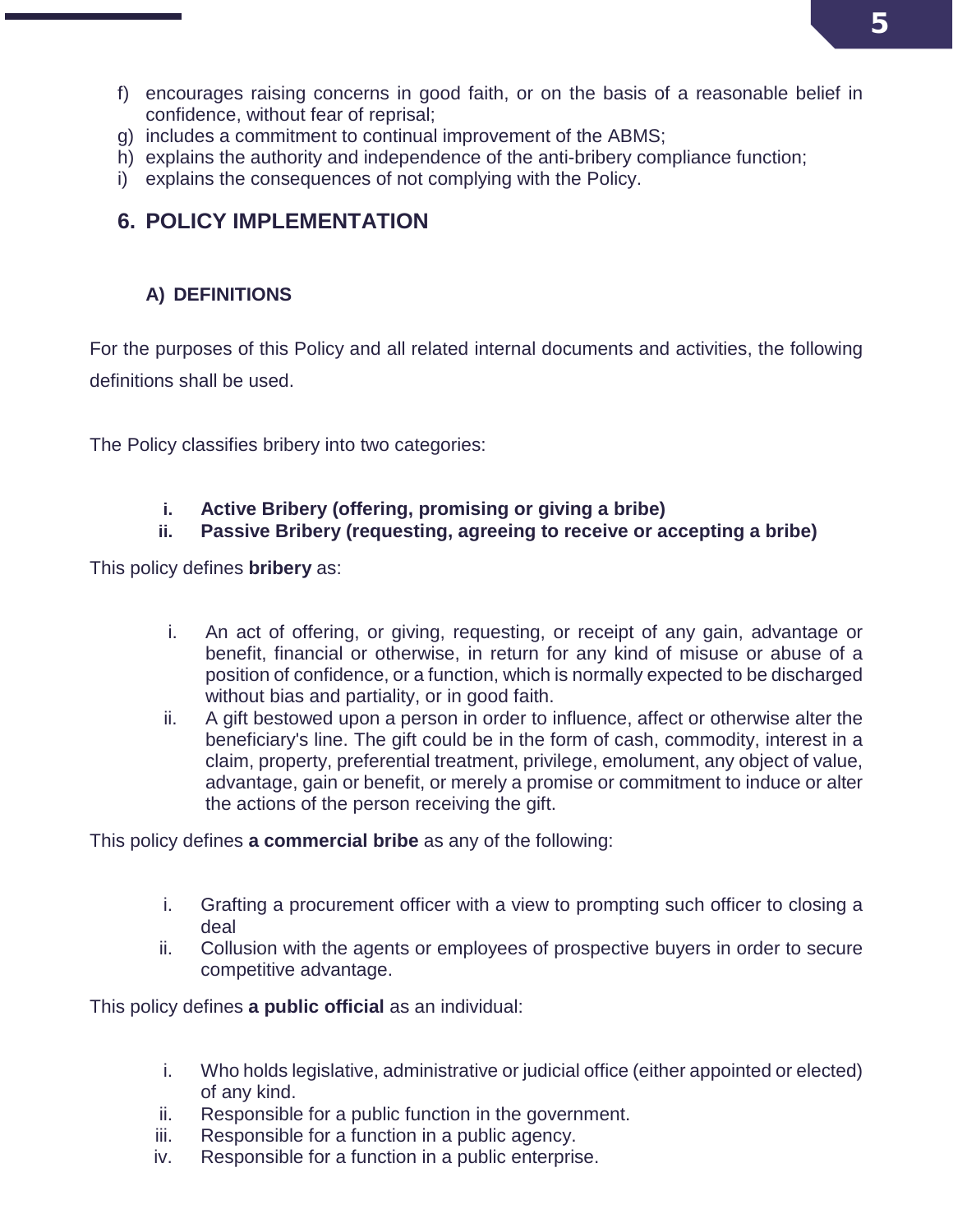f) encourages raising concerns in good faith, or on the basis of a reasonable belief in confidence, without fear of reprisal;
g) includes a commitment to continual improvement of the ABMS;
h) explains the authority and independence of the anti-bribery compliance function;
i) explains the consequences of not complying with the Policy.

## 6. POLICY IMPLEMENTATION

### A) DEFINITIONS

For the purposes of this Policy and all related internal documents and activities, the following definitions shall be used.

The Policy classifies bribery into two categories:

i. **Active Bribery (offering, promising or giving a bribe)**
ii. **Passive Bribery (requesting, agreeing to receive or accepting a bribe)**

This policy defines **bribery** as:

i. An act of offering, or giving, requesting, or receipt of any gain, advantage or benefit, financial or otherwise, in return for any kind of misuse or abuse of a position of confidence, or a function, which is normally expected to be discharged without bias and partiality, or in good faith.
ii. A gift bestowed upon a person in order to influence, affect or otherwise alter the beneficiary's line. The gift could be in the form of cash, commodity, interest in a claim, property, preferential treatment, privilege, emolument, any object of value, advantage, gain or benefit, or merely a promise or commitment to induce or alter the actions of the person receiving the gift.

This policy defines **a commercial bribe** as any of the following:

i. Grafting a procurement officer with a view to prompting such officer to closing a deal
ii. Collusion with the agents or employees of prospective buyers in order to secure competitive advantage.

This policy defines **a public official** as an individual:

i. Who holds legislative, administrative or judicial office (either appointed or elected) of any kind.
ii. Responsible for a public function in the government.
iii. Responsible for a function in a public agency.
iv. Responsible for a function in a public enterprise.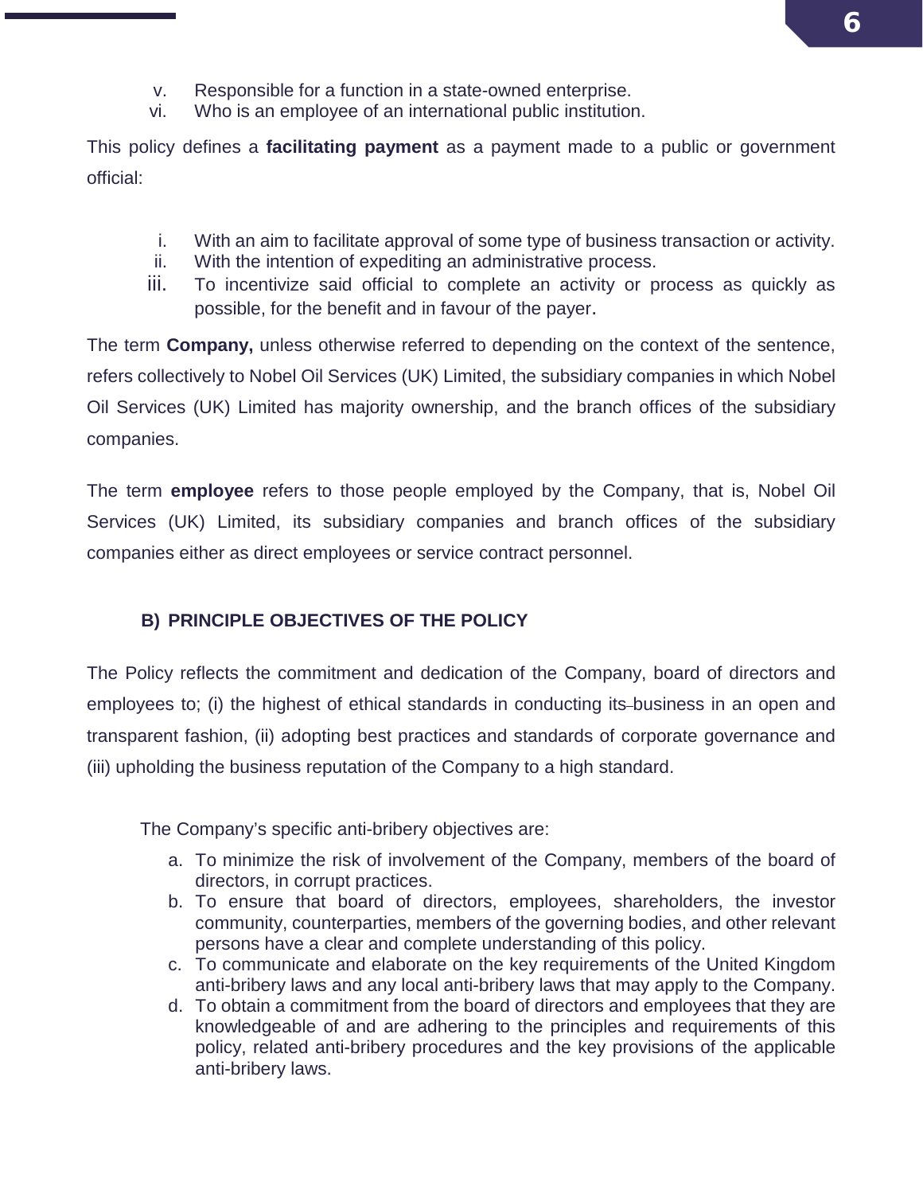v. Responsible for a function in a state-owned enterprise.
vi. Who is an employee of an international public institution.

This policy defines a **facilitating payment** as a payment made to a public or government official:

i. With an aim to facilitate approval of some type of business transaction or activity.
ii. With the intention of expediting an administrative process.
iii. To incentivize said official to complete an activity or process as quickly as possible, for the benefit and in favour of the payer.

The term **Company,** unless otherwise referred to depending on the context of the sentence, refers collectively to Nobel Oil Services (UK) Limited, the subsidiary companies in which Nobel Oil Services (UK) Limited has majority ownership, and the branch offices of the subsidiary companies.

The term **employee** refers to those people employed by the Company, that is, Nobel Oil Services (UK) Limited, its subsidiary companies and branch offices of the subsidiary companies either as direct employees or service contract personnel.

## B) PRINCIPLE OBJECTIVES OF THE POLICY

The Policy reflects the commitment and dedication of the Company, board of directors and employees to; (i) the highest of ethical standards in conducting its business in an open and transparent fashion, (ii) adopting best practices and standards of corporate governance and (iii) upholding the business reputation of the Company to a high standard.

The Company's specific anti-bribery objectives are:

a. To minimize the risk of involvement of the Company, members of the board of directors, in corrupt practices.
b. To ensure that board of directors, employees, shareholders, the investor community, counterparties, members of the governing bodies, and other relevant persons have a clear and complete understanding of this policy.
c. To communicate and elaborate on the key requirements of the United Kingdom anti-bribery laws and any local anti-bribery laws that may apply to the Company.
d. To obtain a commitment from the board of directors and employees that they are knowledgeable of and are adhering to the principles and requirements of this policy, related anti-bribery procedures and the key provisions of the applicable anti-bribery laws.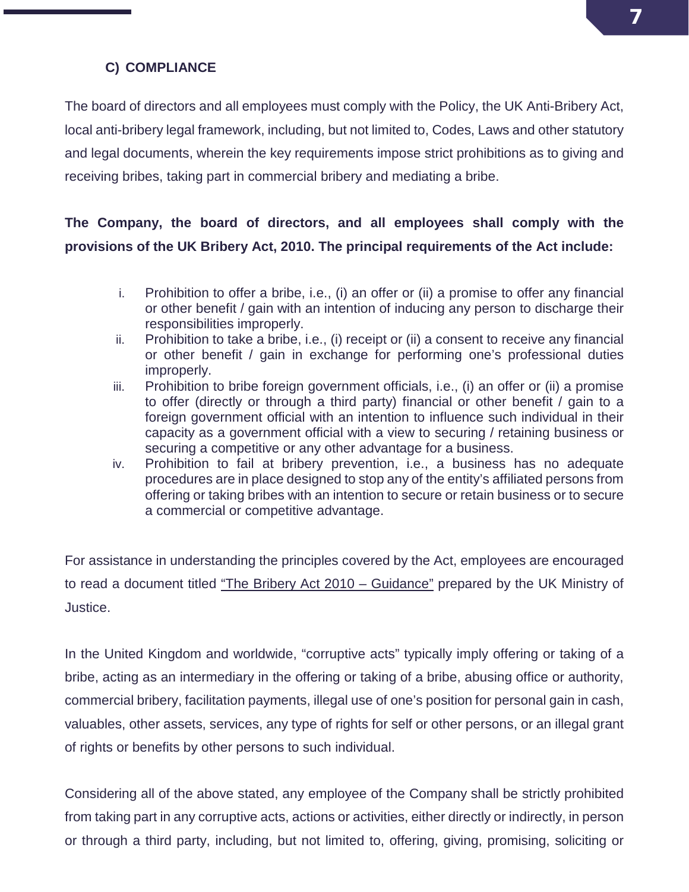### C) COMPLIANCE

The board of directors and all employees must comply with the Policy, the UK Anti-Bribery Act, local anti-bribery legal framework, including, but not limited to, Codes, Laws and other statutory and legal documents, wherein the key requirements impose strict prohibitions as to giving and receiving bribes, taking part in commercial bribery and mediating a bribe.

**The Company, the board of directors, and all employees shall comply with the provisions of the UK Bribery Act, 2010. The principal requirements of the Act include:**

i. Prohibition to offer a bribe, i.e., (i) an offer or (ii) a promise to offer any financial or other benefit / gain with an intention of inducing any person to discharge their responsibilities improperly.
ii. Prohibition to take a bribe, i.e., (i) receipt or (ii) a consent to receive any financial or other benefit / gain in exchange for performing one's professional duties improperly.
iii. Prohibition to bribe foreign government officials, i.e., (i) an offer or (ii) a promise to offer (directly or through a third party) financial or other benefit / gain to a foreign government official with an intention to influence such individual in their capacity as a government official with a view to securing / retaining business or securing a competitive or any other advantage for a business.
iv. Prohibition to fail at bribery prevention, i.e., a business has no adequate procedures are in place designed to stop any of the entity's affiliated persons from offering or taking bribes with an intention to secure or retain business or to secure a commercial or competitive advantage.

For assistance in understanding the principles covered by the Act, employees are encouraged to read a document titled "The Bribery Act 2010 – Guidance" prepared by the UK Ministry of Justice.

In the United Kingdom and worldwide, "corruptive acts" typically imply offering or taking of a bribe, acting as an intermediary in the offering or taking of a bribe, abusing office or authority, commercial bribery, facilitation payments, illegal use of one's position for personal gain in cash, valuables, other assets, services, any type of rights for self or other persons, or an illegal grant of rights or benefits by other persons to such individual.

Considering all of the above stated, any employee of the Company shall be strictly prohibited from taking part in any corruptive acts, actions or activities, either directly or indirectly, in person or through a third party, including, but not limited to, offering, giving, promising, soliciting or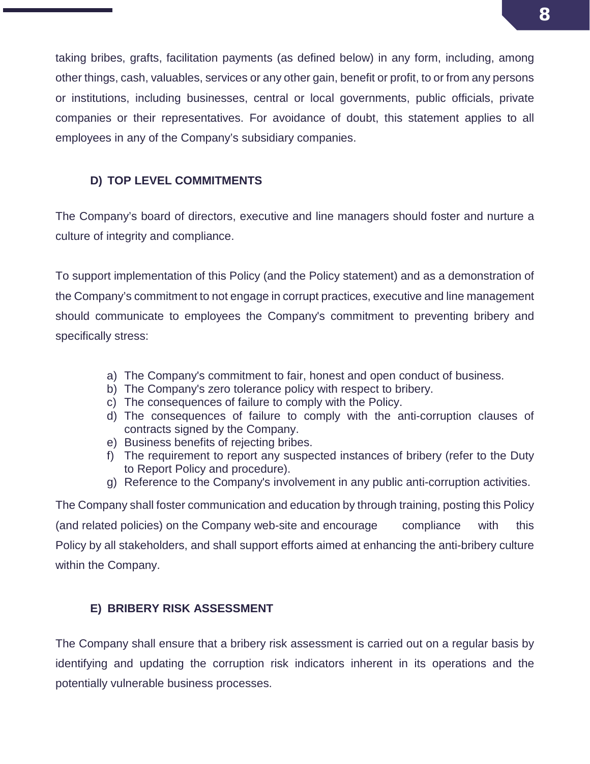taking bribes, grafts, facilitation payments (as defined below) in any form, including, among other things, cash, valuables, services or any other gain, benefit or profit, to or from any persons or institutions, including businesses, central or local governments, public officials, private companies or their representatives. For avoidance of doubt, this statement applies to all employees in any of the Company's subsidiary companies.

### D) TOP LEVEL COMMITMENTS

The Company's board of directors, executive and line managers should foster and nurture a culture of integrity and compliance.

To support implementation of this Policy (and the Policy statement) and as a demonstration of the Company's commitment to not engage in corrupt practices, executive and line management should communicate to employees the Company's commitment to preventing bribery and specifically stress:

a) The Company's commitment to fair, honest and open conduct of business.
b) The Company's zero tolerance policy with respect to bribery.
c) The consequences of failure to comply with the Policy.
d) The consequences of failure to comply with the anti-corruption clauses of contracts signed by the Company.
e) Business benefits of rejecting bribes.
f) The requirement to report any suspected instances of bribery (refer to the Duty to Report Policy and procedure).
g) Reference to the Company's involvement in any public anti-corruption activities.

The Company shall foster communication and education by through training, posting this Policy (and related policies) on the Company web-site and encourage compliance with this Policy by all stakeholders, and shall support efforts aimed at enhancing the anti-bribery culture within the Company.

### E) BRIBERY RISK ASSESSMENT

The Company shall ensure that a bribery risk assessment is carried out on a regular basis by identifying and updating the corruption risk indicators inherent in its operations and the potentially vulnerable business processes.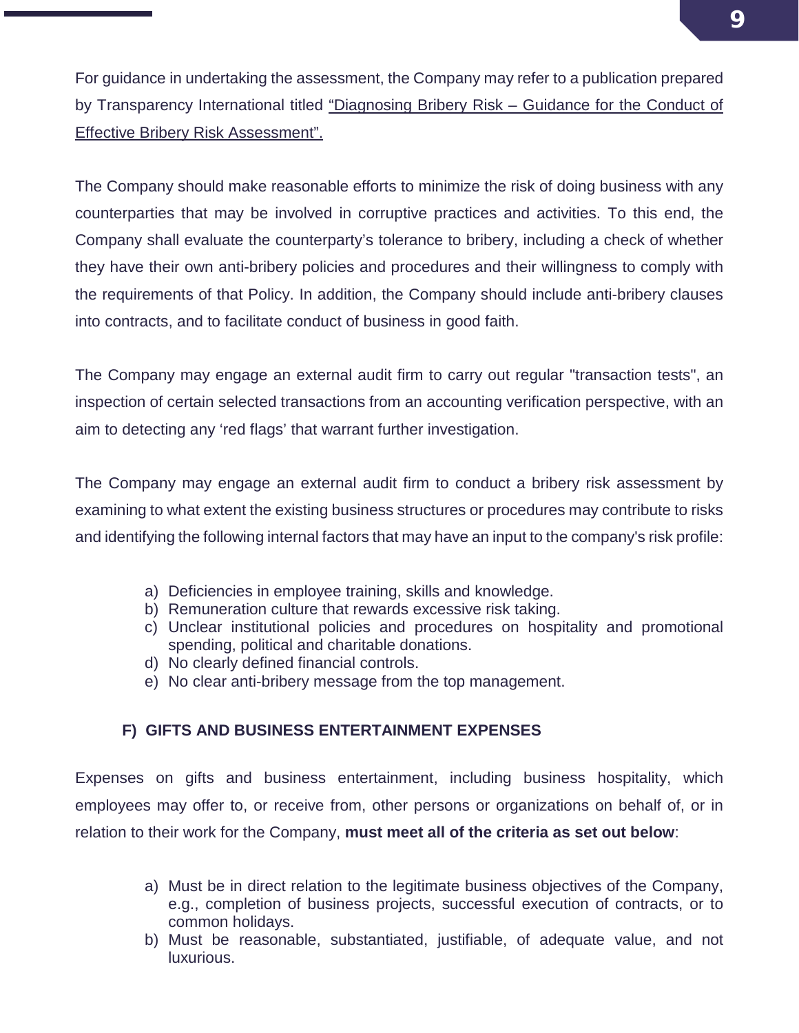For guidance in undertaking the assessment, the Company may refer to a publication prepared by Transparency International titled "Diagnosing Bribery Risk – Guidance for the Conduct of Effective Bribery Risk Assessment".

The Company should make reasonable efforts to minimize the risk of doing business with any counterparties that may be involved in corruptive practices and activities. To this end, the Company shall evaluate the counterparty's tolerance to bribery, including a check of whether they have their own anti-bribery policies and procedures and their willingness to comply with the requirements of that Policy. In addition, the Company should include anti-bribery clauses into contracts, and to facilitate conduct of business in good faith.

The Company may engage an external audit firm to carry out regular "transaction tests", an inspection of certain selected transactions from an accounting verification perspective, with an aim to detecting any 'red flags' that warrant further investigation.

The Company may engage an external audit firm to conduct a bribery risk assessment by examining to what extent the existing business structures or procedures may contribute to risks and identifying the following internal factors that may have an input to the company's risk profile:

a) Deficiencies in employee training, skills and knowledge.
b) Remuneration culture that rewards excessive risk taking.
c) Unclear institutional policies and procedures on hospitality and promotional spending, political and charitable donations.
d) No clearly defined financial controls.
e) No clear anti-bribery message from the top management.

### F) GIFTS AND BUSINESS ENTERTAINMENT EXPENSES

Expenses on gifts and business entertainment, including business hospitality, which employees may offer to, or receive from, other persons or organizations on behalf of, or in relation to their work for the Company, **must meet all of the criteria as set out below**:

a) Must be in direct relation to the legitimate business objectives of the Company, e.g., completion of business projects, successful execution of contracts, or to common holidays.
b) Must be reasonable, substantiated, justifiable, of adequate value, and not luxurious.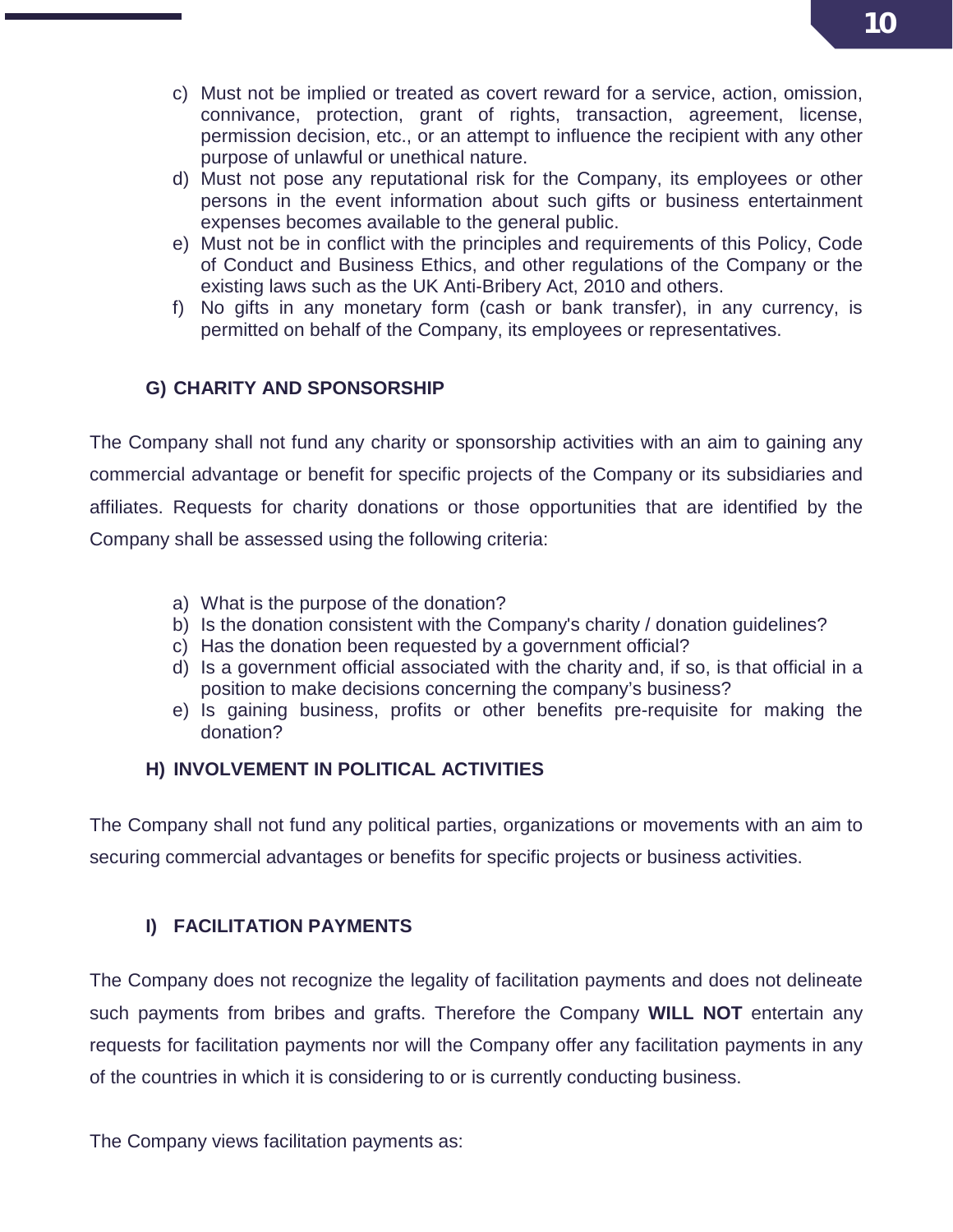c) Must not be implied or treated as covert reward for a service, action, omission, connivance, protection, grant of rights, transaction, agreement, license, permission decision, etc., or an attempt to influence the recipient with any other purpose of unlawful or unethical nature.
d) Must not pose any reputational risk for the Company, its employees or other persons in the event information about such gifts or business entertainment expenses becomes available to the general public.
e) Must not be in conflict with the principles and requirements of this Policy, Code of Conduct and Business Ethics, and other regulations of the Company or the existing laws such as the UK Anti-Bribery Act, 2010 and others.
f) No gifts in any monetary form (cash or bank transfer), in any currency, is permitted on behalf of the Company, its employees or representatives.

### G) CHARITY AND SPONSORSHIP

The Company shall not fund any charity or sponsorship activities with an aim to gaining any commercial advantage or benefit for specific projects of the Company or its subsidiaries and affiliates. Requests for charity donations or those opportunities that are identified by the Company shall be assessed using the following criteria:

a) What is the purpose of the donation?
b) Is the donation consistent with the Company's charity / donation guidelines?
c) Has the donation been requested by a government official?
d) Is a government official associated with the charity and, if so, is that official in a position to make decisions concerning the company's business?
e) Is gaining business, profits or other benefits pre-requisite for making the donation?

### H) INVOLVEMENT IN POLITICAL ACTIVITIES

The Company shall not fund any political parties, organizations or movements with an aim to securing commercial advantages or benefits for specific projects or business activities.

### I) FACILITATION PAYMENTS

The Company does not recognize the legality of facilitation payments and does not delineate such payments from bribes and grafts. Therefore the Company **WILL NOT** entertain any requests for facilitation payments nor will the Company offer any facilitation payments in any of the countries in which it is considering to or is currently conducting business.

The Company views facilitation payments as: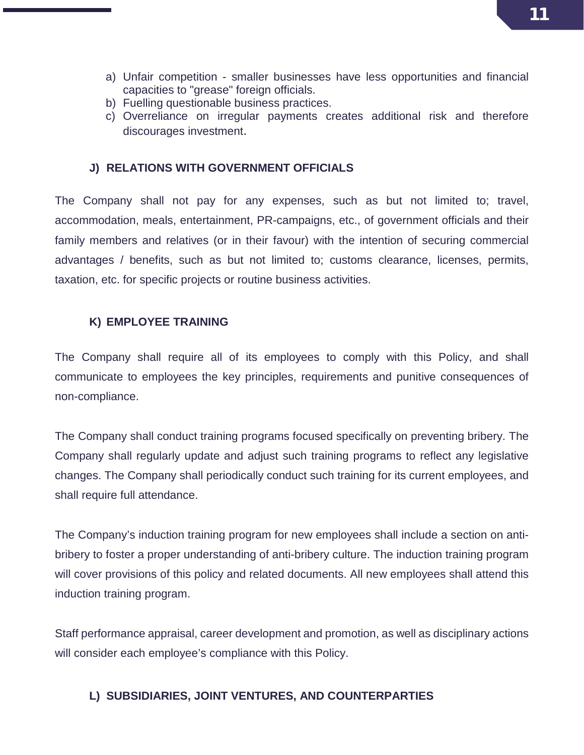a) Unfair competition - smaller businesses have less opportunities and financial capacities to "grease" foreign officials.
b) Fuelling questionable business practices.
c) Overreliance on irregular payments creates additional risk and therefore discourages investment.

### J) RELATIONS WITH GOVERNMENT OFFICIALS

The Company shall not pay for any expenses, such as but not limited to; travel, accommodation, meals, entertainment, PR-campaigns, etc., of government officials and their family members and relatives (or in their favour) with the intention of securing commercial advantages / benefits, such as but not limited to; customs clearance, licenses, permits, taxation, etc. for specific projects or routine business activities.

### K) EMPLOYEE TRAINING

The Company shall require all of its employees to comply with this Policy, and shall communicate to employees the key principles, requirements and punitive consequences of non-compliance.

The Company shall conduct training programs focused specifically on preventing bribery. The Company shall regularly update and adjust such training programs to reflect any legislative changes. The Company shall periodically conduct such training for its current employees, and shall require full attendance.

The Company's induction training program for new employees shall include a section on anti-bribery to foster a proper understanding of anti-bribery culture. The induction training program will cover provisions of this policy and related documents. All new employees shall attend this induction training program.

Staff performance appraisal, career development and promotion, as well as disciplinary actions will consider each employee's compliance with this Policy.

### L) SUBSIDIARIES, JOINT VENTURES, AND COUNTERPARTIES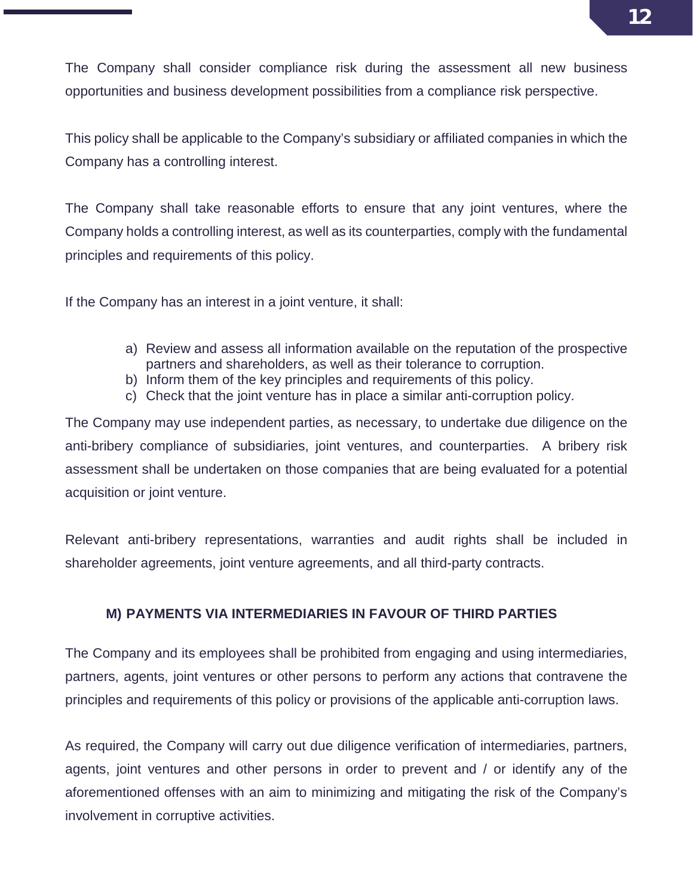The Company shall consider compliance risk during the assessment all new business opportunities and business development possibilities from a compliance risk perspective.

This policy shall be applicable to the Company's subsidiary or affiliated companies in which the Company has a controlling interest.

The Company shall take reasonable efforts to ensure that any joint ventures, where the Company holds a controlling interest, as well as its counterparties, comply with the fundamental principles and requirements of this policy.

If the Company has an interest in a joint venture, it shall:

a) Review and assess all information available on the reputation of the prospective partners and shareholders, as well as their tolerance to corruption.
b) Inform them of the key principles and requirements of this policy.
c) Check that the joint venture has in place a similar anti-corruption policy.

The Company may use independent parties, as necessary, to undertake due diligence on the anti-bribery compliance of subsidiaries, joint ventures, and counterparties. A bribery risk assessment shall be undertaken on those companies that are being evaluated for a potential acquisition or joint venture.

Relevant anti-bribery representations, warranties and audit rights shall be included in shareholder agreements, joint venture agreements, and all third-party contracts.

### M) PAYMENTS VIA INTERMEDIARIES IN FAVOUR OF THIRD PARTIES

The Company and its employees shall be prohibited from engaging and using intermediaries, partners, agents, joint ventures or other persons to perform any actions that contravene the principles and requirements of this policy or provisions of the applicable anti-corruption laws.

As required, the Company will carry out due diligence verification of intermediaries, partners, agents, joint ventures and other persons in order to prevent and / or identify any of the aforementioned offenses with an aim to minimizing and mitigating the risk of the Company's involvement in corruptive activities.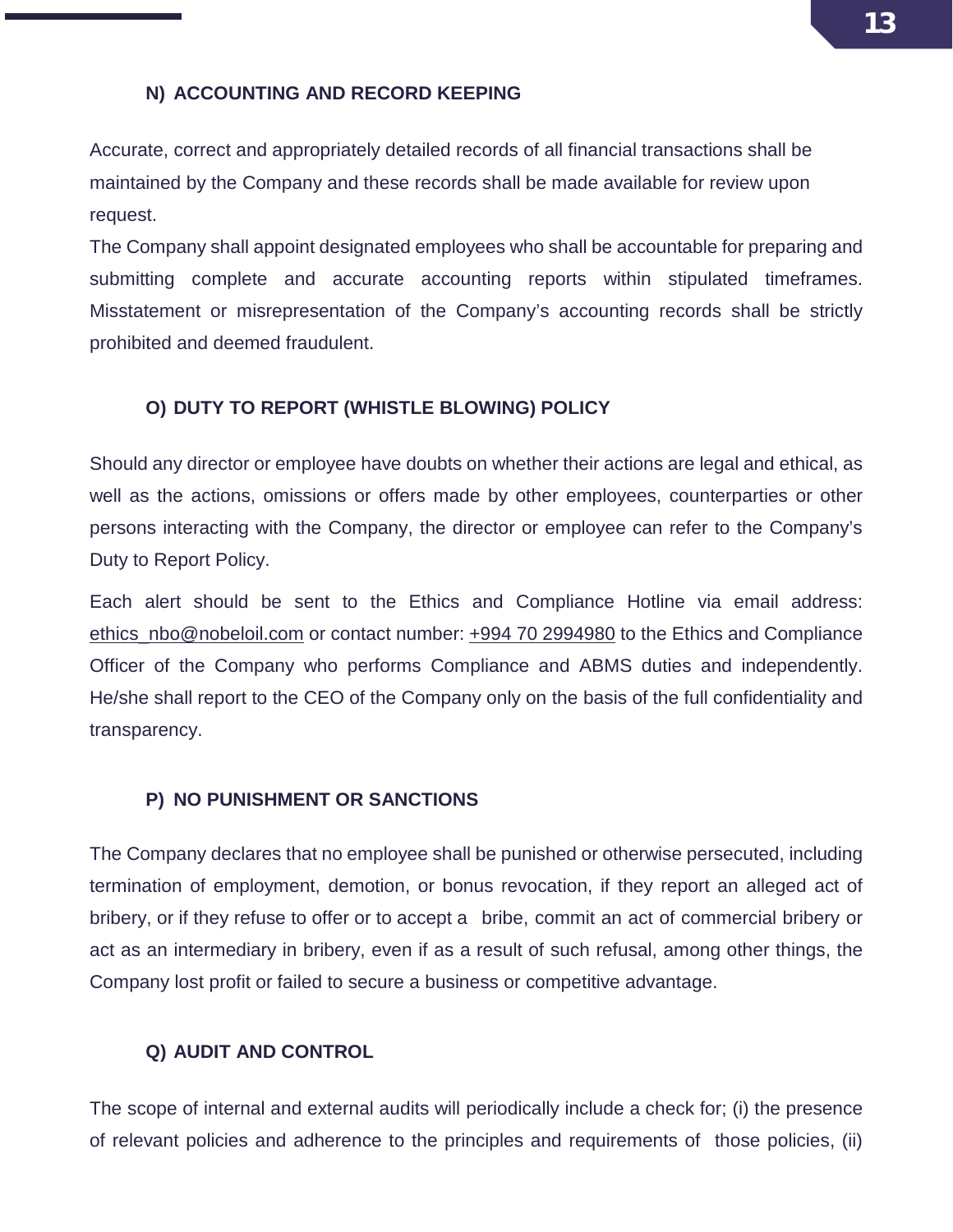### N) ACCOUNTING AND RECORD KEEPING

Accurate, correct and appropriately detailed records of all financial transactions shall be maintained by the Company and these records shall be made available for review upon request.

The Company shall appoint designated employees who shall be accountable for preparing and submitting complete and accurate accounting reports within stipulated timeframes. Misstatement or misrepresentation of the Company's accounting records shall be strictly prohibited and deemed fraudulent.

### O) DUTY TO REPORT (WHISTLE BLOWING) POLICY

Should any director or employee have doubts on whether their actions are legal and ethical, as well as the actions, omissions or offers made by other employees, counterparties or other persons interacting with the Company, the director or employee can refer to the Company's Duty to Report Policy.

Each alert should be sent to the Ethics and Compliance Hotline via email address: ethics_nbo@nobeloil.com or contact number: +994 70 2994980 to the Ethics and Compliance Officer of the Company who performs Compliance and ABMS duties and independently. He/she shall report to the CEO of the Company only on the basis of the full confidentiality and transparency.

### P) NO PUNISHMENT OR SANCTIONS

The Company declares that no employee shall be punished or otherwise persecuted, including termination of employment, demotion, or bonus revocation, if they report an alleged act of bribery, or if they refuse to offer or to accept a bribe, commit an act of commercial bribery or act as an intermediary in bribery, even if as a result of such refusal, among other things, the Company lost profit or failed to secure a business or competitive advantage.

### Q) AUDIT AND CONTROL

The scope of internal and external audits will periodically include a check for; (i) the presence of relevant policies and adherence to the principles and requirements of those policies, (ii)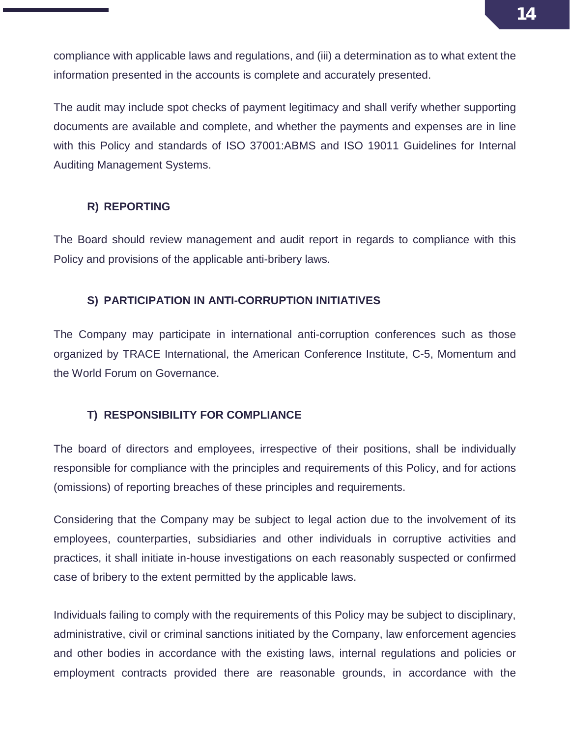compliance with applicable laws and regulations, and (iii) a determination as to what extent the information presented in the accounts is complete and accurately presented.

The audit may include spot checks of payment legitimacy and shall verify whether supporting documents are available and complete, and whether the payments and expenses are in line with this Policy and standards of ISO 37001:ABMS and ISO 19011 Guidelines for Internal Auditing Management Systems.

### R) REPORTING

The Board should review management and audit report in regards to compliance with this Policy and provisions of the applicable anti-bribery laws.

### S) PARTICIPATION IN ANTI-CORRUPTION INITIATIVES

The Company may participate in international anti-corruption conferences such as those organized by TRACE International, the American Conference Institute, C-5, Momentum and the World Forum on Governance.

### T) RESPONSIBILITY FOR COMPLIANCE

The board of directors and employees, irrespective of their positions, shall be individually responsible for compliance with the principles and requirements of this Policy, and for actions (omissions) of reporting breaches of these principles and requirements.

Considering that the Company may be subject to legal action due to the involvement of its employees, counterparties, subsidiaries and other individuals in corruptive activities and practices, it shall initiate in-house investigations on each reasonably suspected or confirmed case of bribery to the extent permitted by the applicable laws.

Individuals failing to comply with the requirements of this Policy may be subject to disciplinary, administrative, civil or criminal sanctions initiated by the Company, law enforcement agencies and other bodies in accordance with the existing laws, internal regulations and policies or employment contracts provided there are reasonable grounds, in accordance with the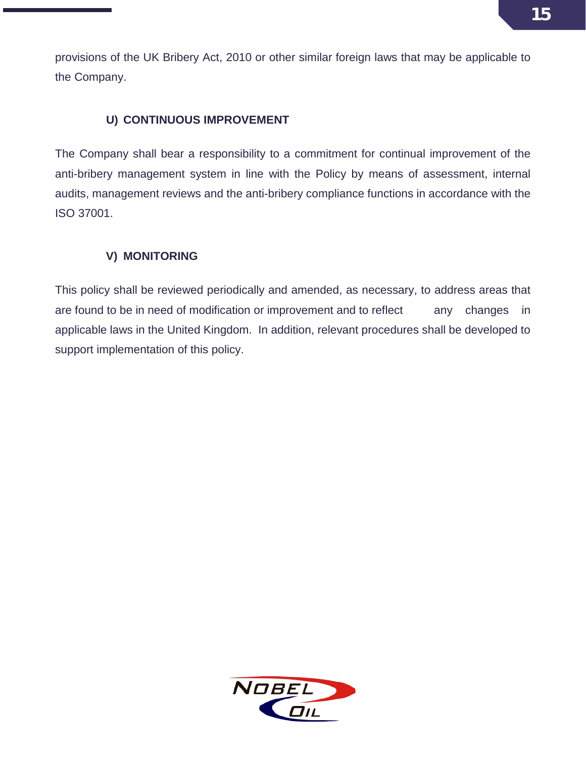provisions of the UK Bribery Act, 2010 or other similar foreign laws that may be applicable to the Company.

### U) CONTINUOUS IMPROVEMENT

The Company shall bear a responsibility to a commitment for continual improvement of the anti-bribery management system in line with the Policy by means of assessment, internal audits, management reviews and the anti-bribery compliance functions in accordance with the ISO 37001.

### V) MONITORING

This policy shall be reviewed periodically and amended, as necessary, to address areas that are found to be in need of modification or improvement and to reflect any changes in applicable laws in the United Kingdom. In addition, relevant procedures shall be developed to support implementation of this policy.